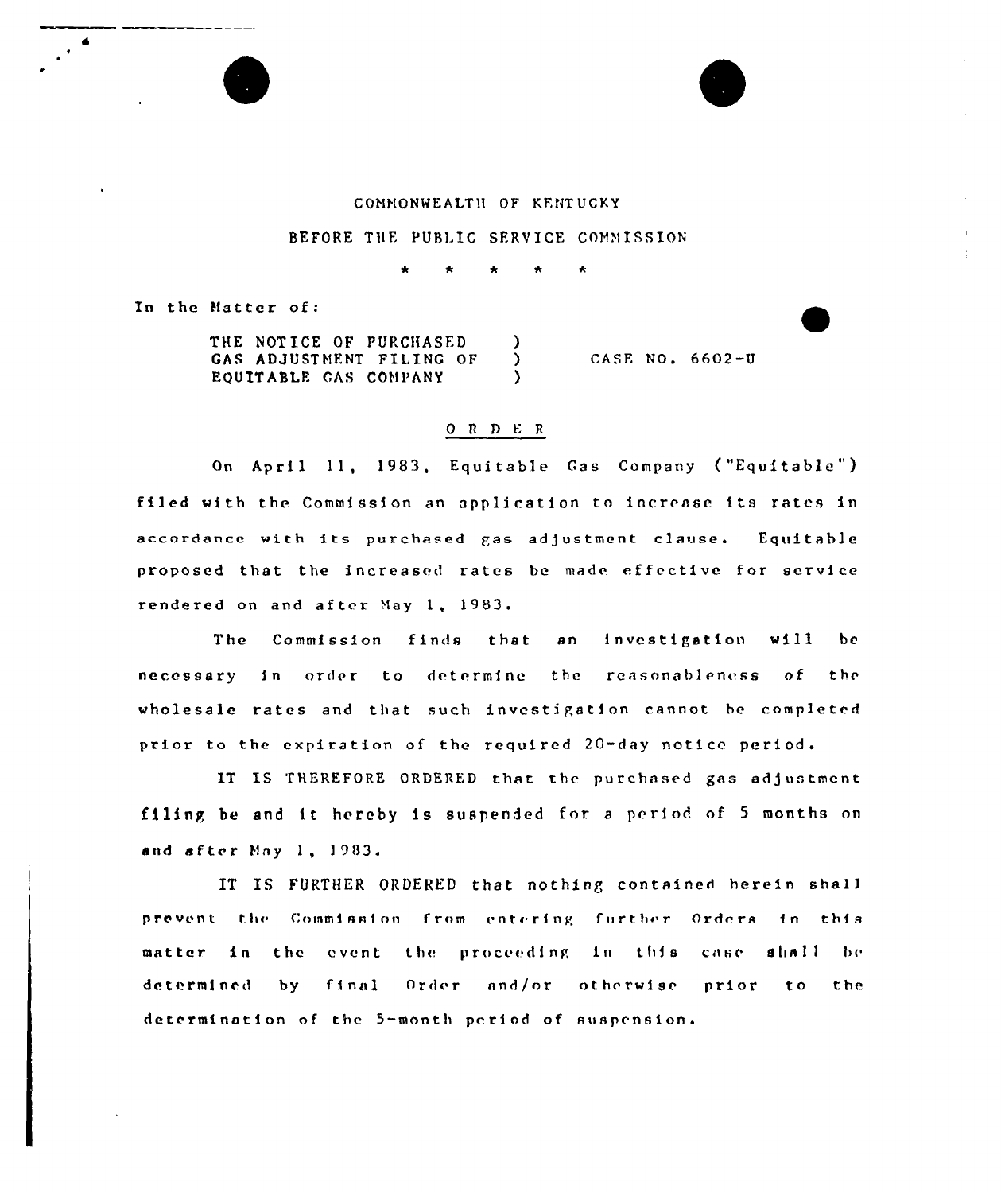COMMONWEALTH OF KENTUCKY

BEFORE THE PUBLIC SERVICE COMMISSION

\* \* \* \* \*

In the Matter of:

| | | |
|---|---|---|
| THE NOTICE OF PURCHASED GAS ADJUSTMENT FILING OF EQUITABLE GAS COMPANY | ) ) ) | CASE NO. 6602-U |

## O R D E R

On April 11, 1983, Equitable Gas Company ("Equitable") filed with the Commission an application to increase its rates in accordance with its purchased gas adjustment clause. Equitable proposed that the increased rates be made effective for service rendered on and after May 1, 1983.

The Commission finds that an investigation will be necessary in order to determine the reasonableness of the wholesale rates and that such investigation cannot be completed prior to the expiration of the required 20-day notice period.

IT IS THEREFORE ORDERED that the purchased gas adjustment filing be and it hereby is suspended for a period of 5 months on and after May 1, 1983.

IT IS FURTHER ORDERED that nothing contained herein shall prevent the Commission from entering further Orders in this matter in the event the proceeding in this case shall be determined by final Order and/or otherwise prior to the determination of the 5-month period of suspension.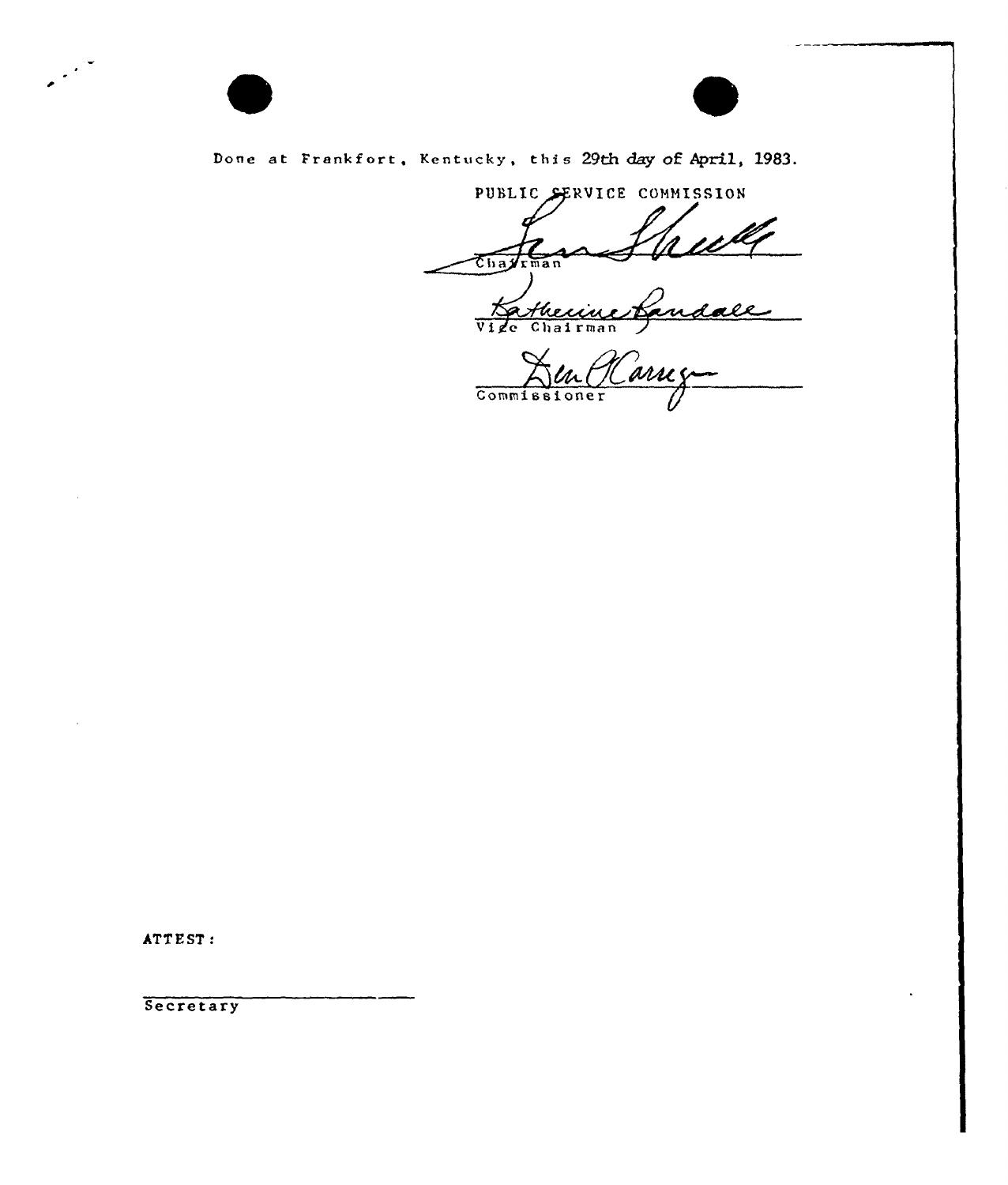Done at Frankfort, Kentucky, this 29th day of April, 1983.

PUBLIC SERVICE COMMISSION

Chairman

Vice Chairman

Commissioner

ATTEST:

Secretary